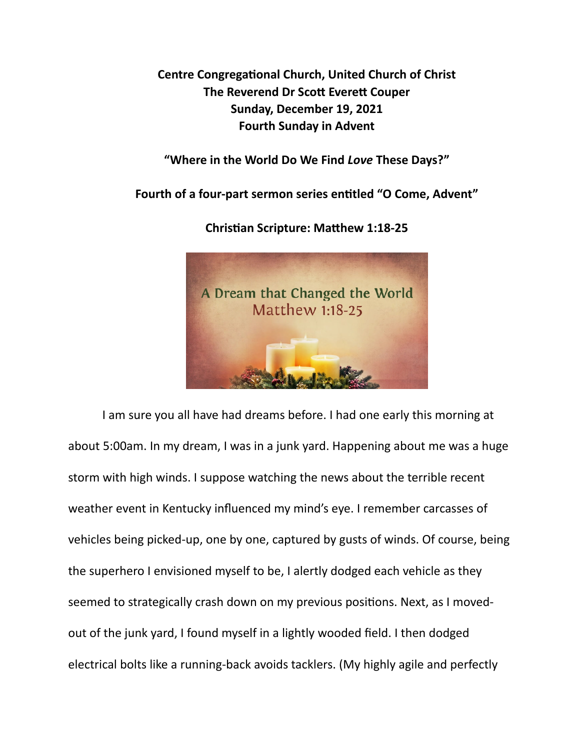**Centre Congregational Church, United Church of Christ**
**The Reverend Dr Scott Everett Couper**
**Sunday, December 19, 2021**
**Fourth Sunday in Advent**

# "Where in the World Do We Find *Love* These Days?"

**Fourth of a four-part sermon series entitled "O Come, Advent"**

**Christian Scripture: Matthew 1:18-25**

I am sure you all have had dreams before. I had one early this morning at about 5:00am. In my dream, I was in a junk yard. Happening about me was a huge storm with high winds. I suppose watching the news about the terrible recent weather event in Kentucky influenced my mind's eye. I remember carcasses of vehicles being picked-up, one by one, captured by gusts of winds. Of course, being the superhero I envisioned myself to be, I alertly dodged each vehicle as they seemed to strategically crash down on my previous positions. Next, as I moved-out of the junk yard, I found myself in a lightly wooded field. I then dodged electrical bolts like a running-back avoids tacklers. (My highly agile and perfectly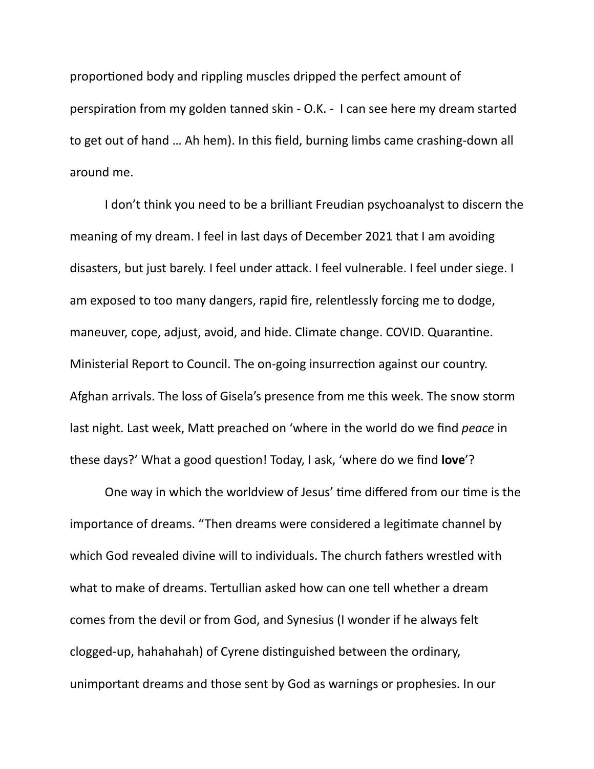proportioned body and rippling muscles dripped the perfect amount of perspiration from my golden tanned skin - O.K. - I can see here my dream started to get out of hand … Ah hem). In this field, burning limbs came crashing-down all around me.

I don't think you need to be a brilliant Freudian psychoanalyst to discern the meaning of my dream. I feel in last days of December 2021 that I am avoiding disasters, but just barely. I feel under attack. I feel vulnerable. I feel under siege. I am exposed to too many dangers, rapid fire, relentlessly forcing me to dodge, maneuver, cope, adjust, avoid, and hide. Climate change. COVID. Quarantine. Ministerial Report to Council. The on-going insurrection against our country. Afghan arrivals. The loss of Gisela's presence from me this week. The snow storm last night. Last week, Matt preached on 'where in the world do we find *peace* in these days?' What a good question! Today, I ask, 'where do we find **love**'?

One way in which the worldview of Jesus' time differed from our time is the importance of dreams. "Then dreams were considered a legitimate channel by which God revealed divine will to individuals. The church fathers wrestled with what to make of dreams. Tertullian asked how can one tell whether a dream comes from the devil or from God, and Synesius (I wonder if he always felt clogged-up, hahahahah) of Cyrene distinguished between the ordinary, unimportant dreams and those sent by God as warnings or prophesies. In our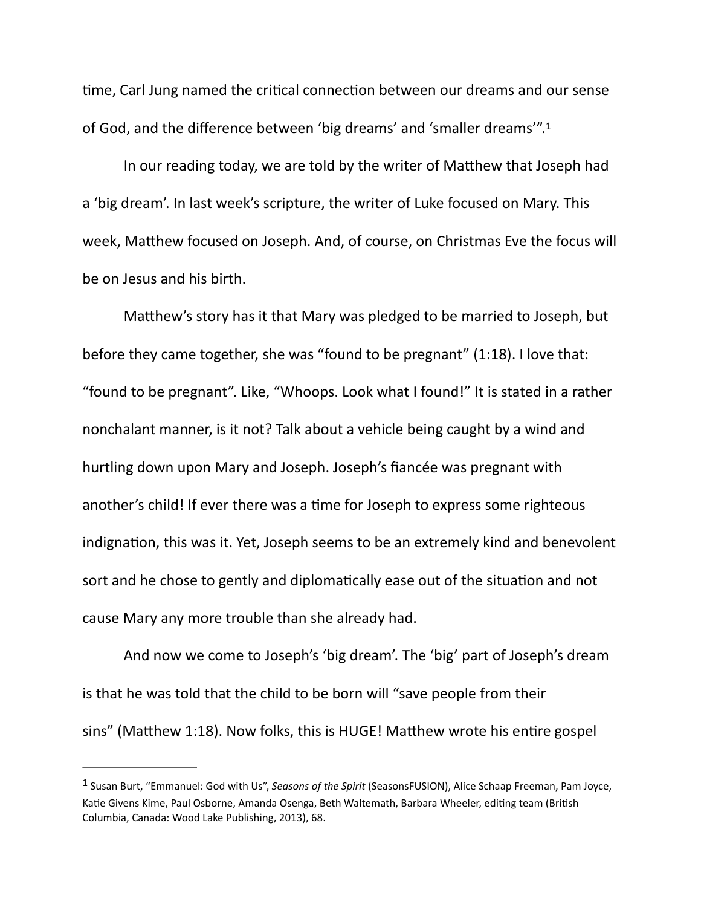time, Carl Jung named the critical connection between our dreams and our sense of God, and the difference between 'big dreams' and 'smaller dreams'".[1]

In our reading today, we are told by the writer of Matthew that Joseph had a 'big dream'. In last week's scripture, the writer of Luke focused on Mary. This week, Matthew focused on Joseph. And, of course, on Christmas Eve the focus will be on Jesus and his birth.

Matthew's story has it that Mary was pledged to be married to Joseph, but before they came together, she was "found to be pregnant" (1:18). I love that: "found to be pregnant". Like, "Whoops. Look what I found!" It is stated in a rather nonchalant manner, is it not? Talk about a vehicle being caught by a wind and hurtling down upon Mary and Joseph. Joseph's fiancée was pregnant with another's child! If ever there was a time for Joseph to express some righteous indignation, this was it. Yet, Joseph seems to be an extremely kind and benevolent sort and he chose to gently and diplomatically ease out of the situation and not cause Mary any more trouble than she already had.

And now we come to Joseph's 'big dream'. The 'big' part of Joseph's dream is that he was told that the child to be born will "save people from their sins" (Matthew 1:18). Now folks, this is HUGE! Matthew wrote his entire gospel

---

[1] Susan Burt, "Emmanuel: God with Us", *Seasons of the Spirit* (SeasonsFUSION), Alice Schaap Freeman, Pam Joyce, Katie Givens Kime, Paul Osborne, Amanda Osenga, Beth Waltemath, Barbara Wheeler, editing team (British Columbia, Canada: Wood Lake Publishing, 2013), 68.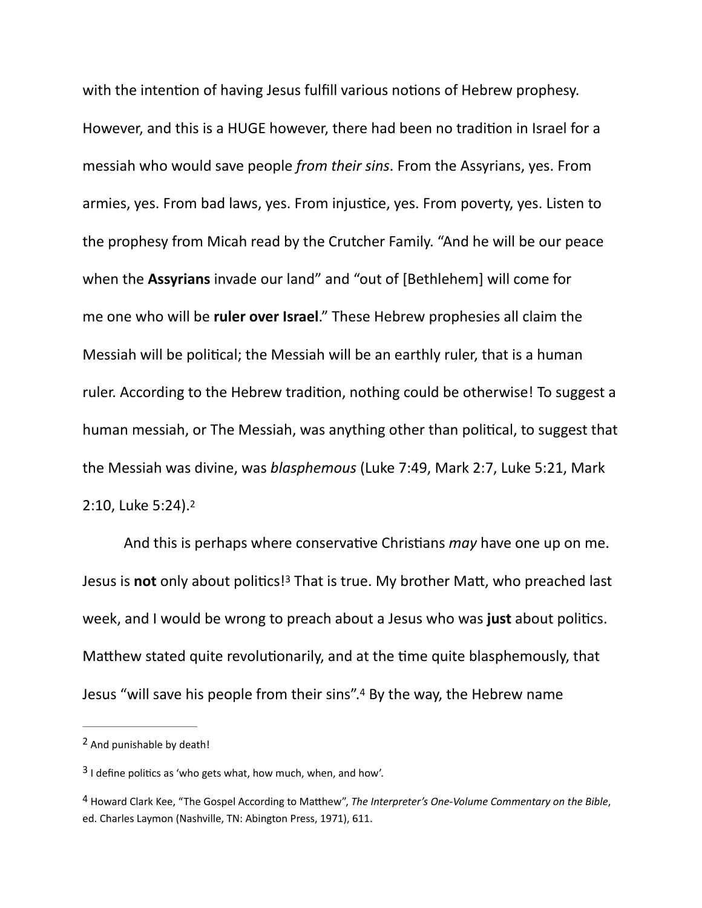with the intention of having Jesus fulfill various notions of Hebrew prophesy. However, and this is a HUGE however, there had been no tradition in Israel for a messiah who would save people *from their sins*. From the Assyrians, yes. From armies, yes. From bad laws, yes. From injustice, yes. From poverty, yes. Listen to the prophesy from Micah read by the Crutcher Family. "And he will be our peace when the **Assyrians** invade our land" and "out of [Bethlehem] will come for me one who will be **ruler over Israel**." These Hebrew prophesies all claim the Messiah will be political; the Messiah will be an earthly ruler, that is a human ruler. According to the Hebrew tradition, nothing could be otherwise! To suggest a human messiah, or The Messiah, was anything other than political, to suggest that the Messiah was divine, was *blasphemous* (Luke 7:49, Mark 2:7, Luke 5:21, Mark 2:10, Luke 5:24).[2]

And this is perhaps where conservative Christians *may* have one up on me. Jesus is **not** only about politics![3] That is true. My brother Matt, who preached last week, and I would be wrong to preach about a Jesus who was **just** about politics. Matthew stated quite revolutionarily, and at the time quite blasphemously, that Jesus "will save his people from their sins".[4] By the way, the Hebrew name

---

[2] And punishable by death!

[3] I define politics as 'who gets what, how much, when, and how'.

[4] Howard Clark Kee, "The Gospel According to Matthew", *The Interpreter's One-Volume Commentary on the Bible*, ed. Charles Laymon (Nashville, TN: Abington Press, 1971), 611.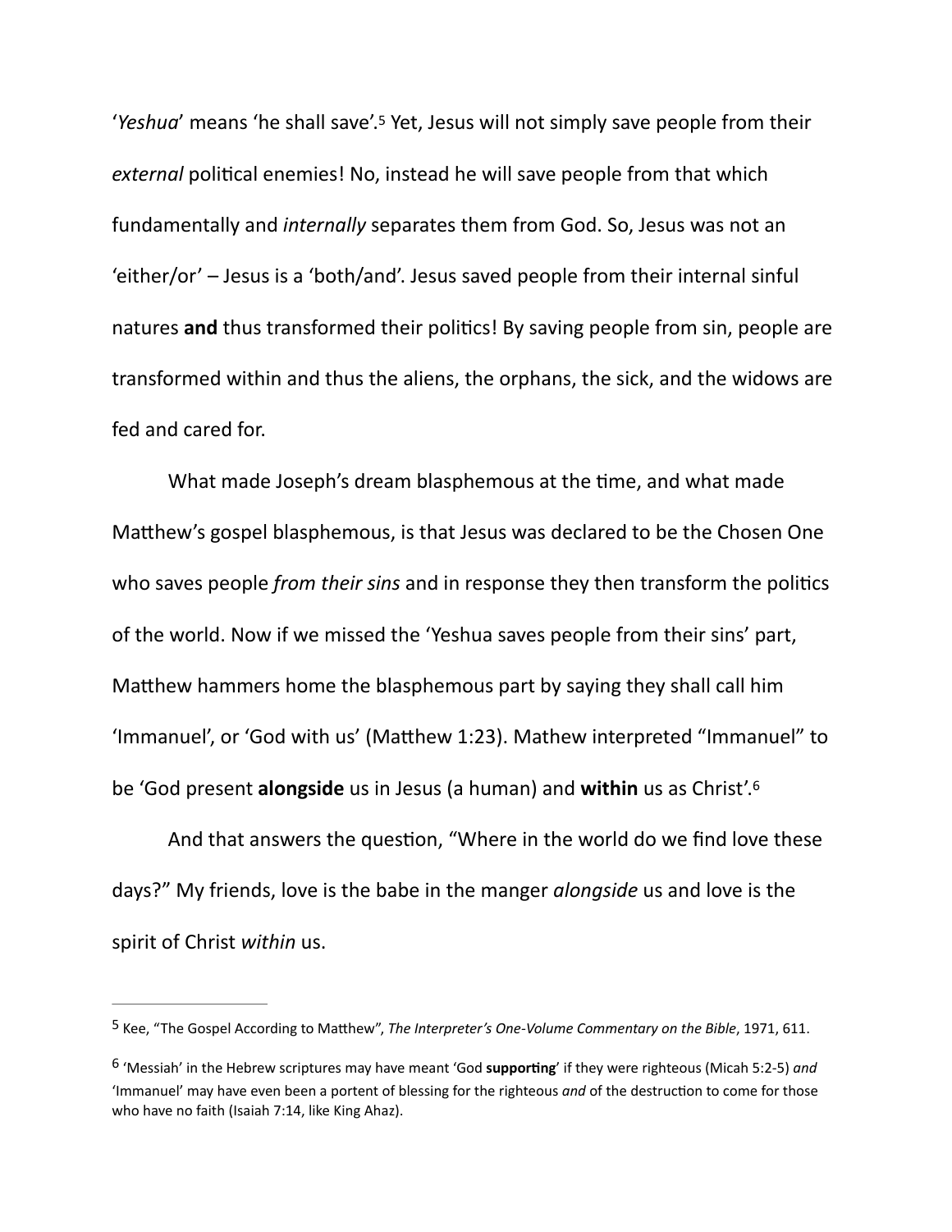'*Yeshua*' means 'he shall save'.[5] Yet, Jesus will not simply save people from their *external* political enemies! No, instead he will save people from that which fundamentally and *internally* separates them from God. So, Jesus was not an 'either/or' – Jesus is a 'both/and'. Jesus saved people from their internal sinful natures **and** thus transformed their politics! By saving people from sin, people are transformed within and thus the aliens, the orphans, the sick, and the widows are fed and cared for.

What made Joseph's dream blasphemous at the time, and what made Matthew's gospel blasphemous, is that Jesus was declared to be the Chosen One who saves people *from their sins* and in response they then transform the politics of the world. Now if we missed the 'Yeshua saves people from their sins' part, Matthew hammers home the blasphemous part by saying they shall call him 'Immanuel', or 'God with us' (Matthew 1:23). Mathew interpreted "Immanuel" to be 'God present **alongside** us in Jesus (a human) and **within** us as Christ'.[6]

And that answers the question, "Where in the world do we find love these days?" My friends, love is the babe in the manger *alongside* us and love is the spirit of Christ *within* us.

---

[5] Kee, "The Gospel According to Matthew", *The Interpreter's One-Volume Commentary on the Bible*, 1971, 611.

[6] 'Messiah' in the Hebrew scriptures may have meant 'God **supporting**' if they were righteous (Micah 5:2-5) *and* 'Immanuel' may have even been a portent of blessing for the righteous *and* of the destruction to come for those who have no faith (Isaiah 7:14, like King Ahaz).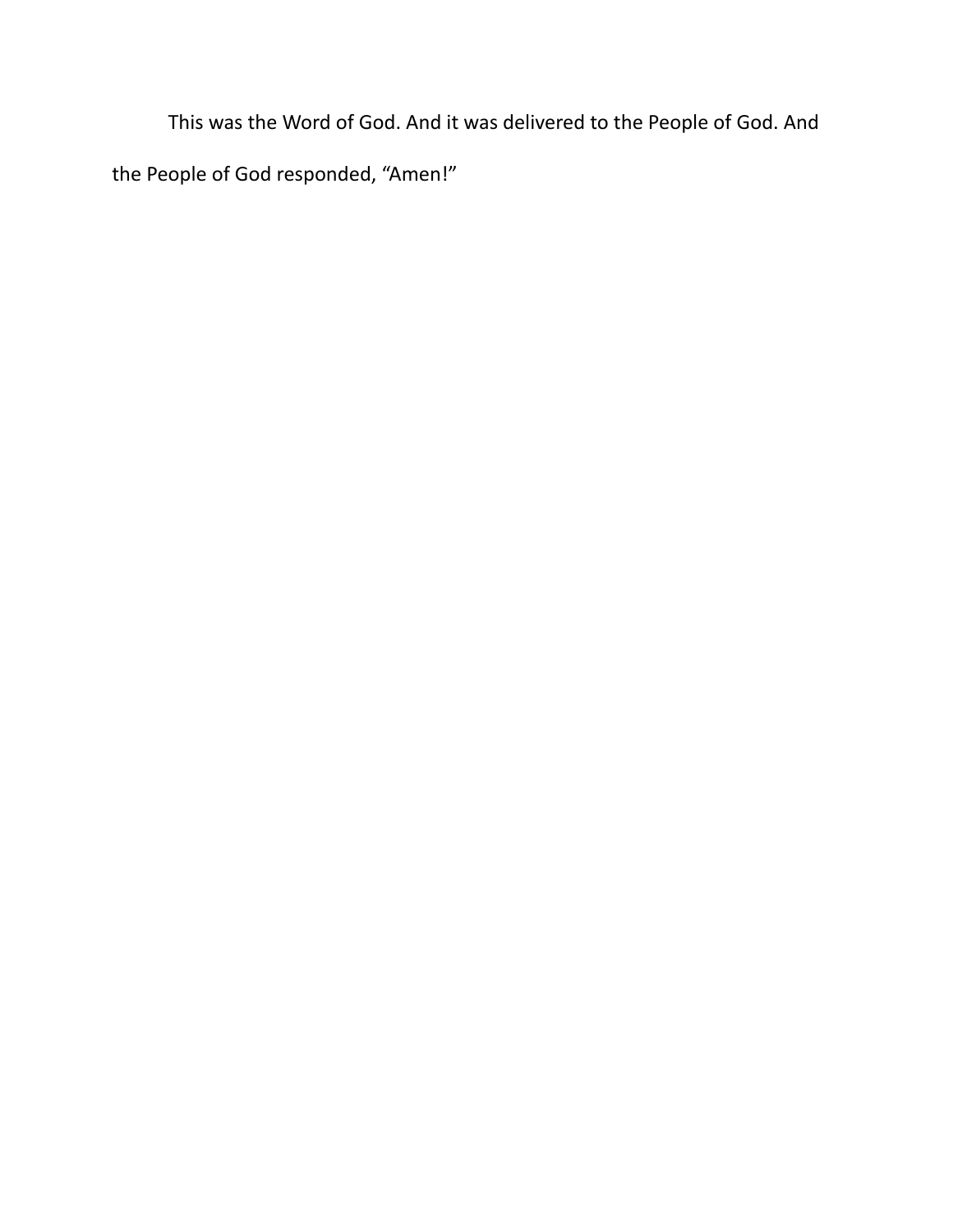This was the Word of God. And it was delivered to the People of God. And the People of God responded, "Amen!"